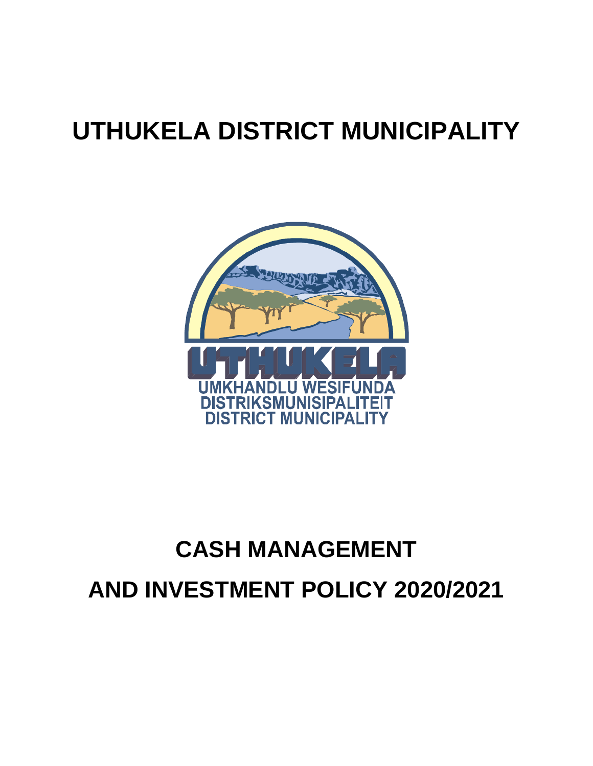# UTHUKELA DISTRICT MUNICIPALITY

# CASH MANAGEMENT AND INVESTMENT POLICY 2020/2021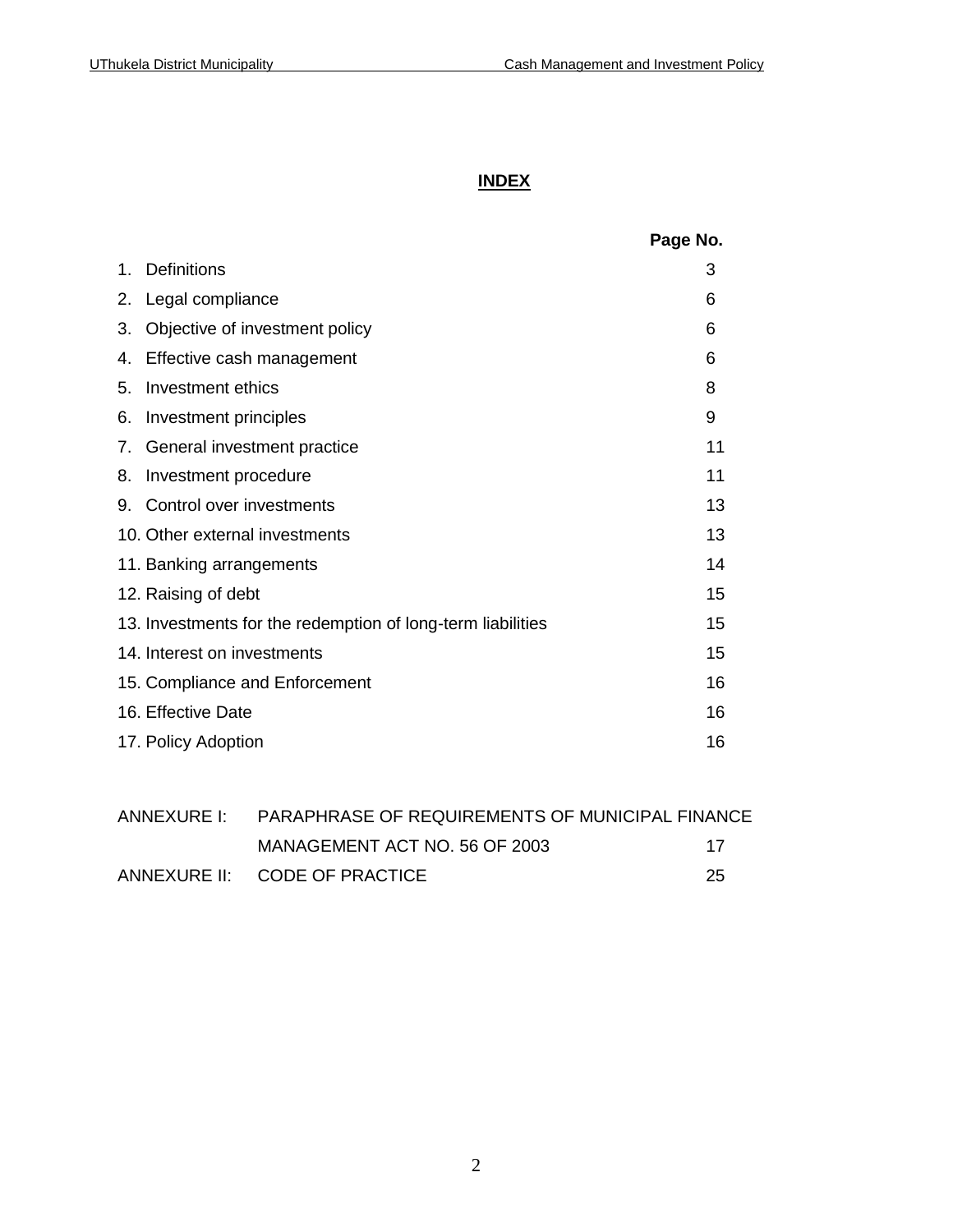## INDEX

| | Page No. |
|---|---|
| 1. Definitions | 3 |
| 2. Legal compliance | 6 |
| 3. Objective of investment policy | 6 |
| 4. Effective cash management | 6 |
| 5. Investment ethics | 8 |
| 6. Investment principles | 9 |
| 7. General investment practice | 11 |
| 8. Investment procedure | 11 |
| 9. Control over investments | 13 |
| 10. Other external investments | 13 |
| 11. Banking arrangements | 14 |
| 12. Raising of debt | 15 |
| 13. Investments for the redemption of long-term liabilities | 15 |
| 14. Interest on investments | 15 |
| 15. Compliance and Enforcement | 16 |
| 16. Effective Date | 16 |
| 17. Policy Adoption | 16 |

| | | |
|---|---|---|
| ANNEXURE I: | PARAPHRASE OF REQUIREMENTS OF MUNICIPAL FINANCE MANAGEMENT ACT NO. 56 OF 2003 | 17 |
| ANNEXURE II: | CODE OF PRACTICE | 25 |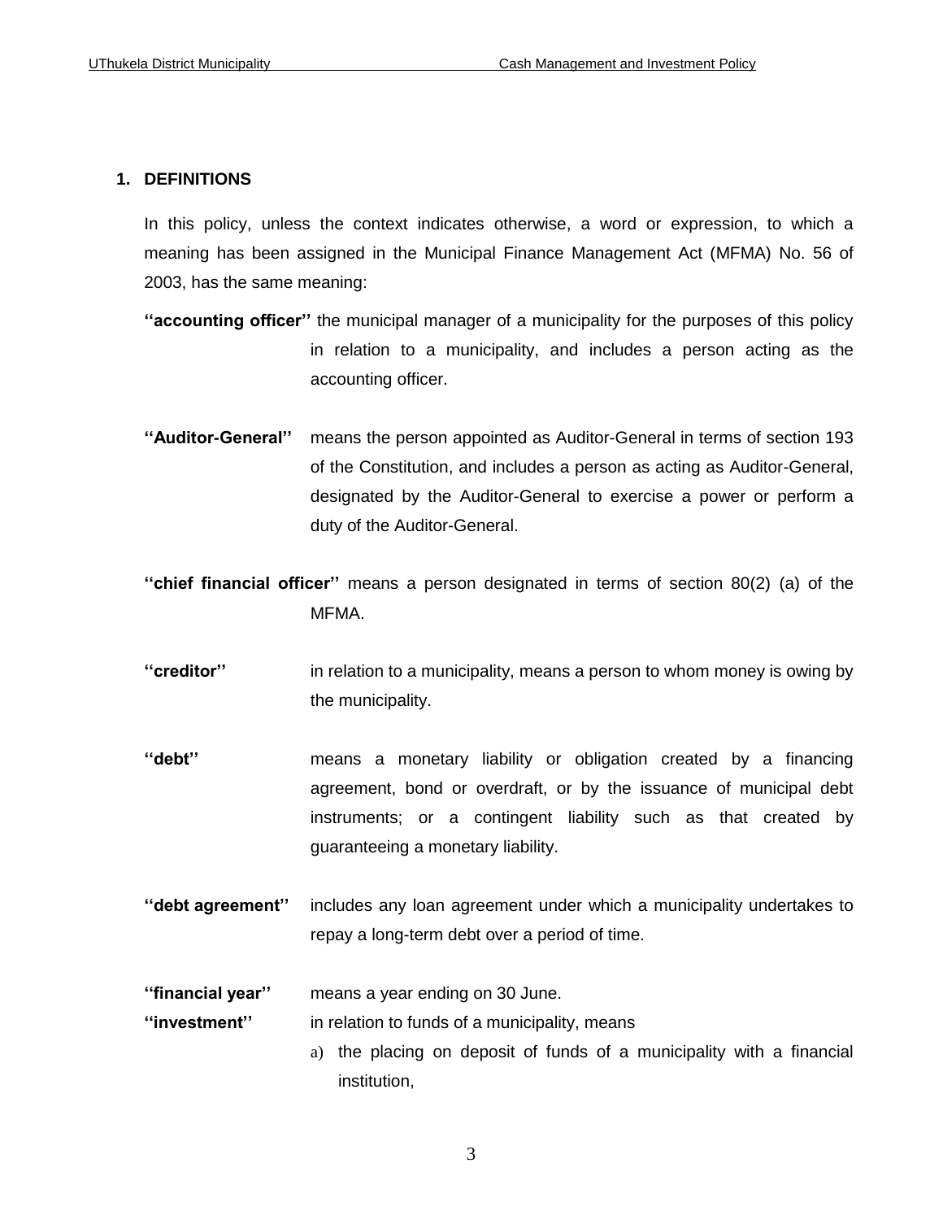## 1. DEFINITIONS

In this policy, unless the context indicates otherwise, a word or expression, to which a meaning has been assigned in the Municipal Finance Management Act (MFMA) No. 56 of 2003, has the same meaning:

**''accounting officer''** the municipal manager of a municipality for the purposes of this policy in relation to a municipality, and includes a person acting as the accounting officer.

**''Auditor-General''** means the person appointed as Auditor-General in terms of section 193 of the Constitution, and includes a person as acting as Auditor-General, designated by the Auditor-General to exercise a power or perform a duty of the Auditor-General.

**''chief financial officer''** means a person designated in terms of section 80(2) (a) of the MFMA.

**''creditor''** in relation to a municipality, means a person to whom money is owing by the municipality.

**''debt''** means a monetary liability or obligation created by a financing agreement, bond or overdraft, or by the issuance of municipal debt instruments; or a contingent liability such as that created by guaranteeing a monetary liability.

**''debt agreement''** includes any loan agreement under which a municipality undertakes to repay a long-term debt over a period of time.

**''financial year''** means a year ending on 30 June.

**''investment''** in relation to funds of a municipality, means

a) the placing on deposit of funds of a municipality with a financial institution,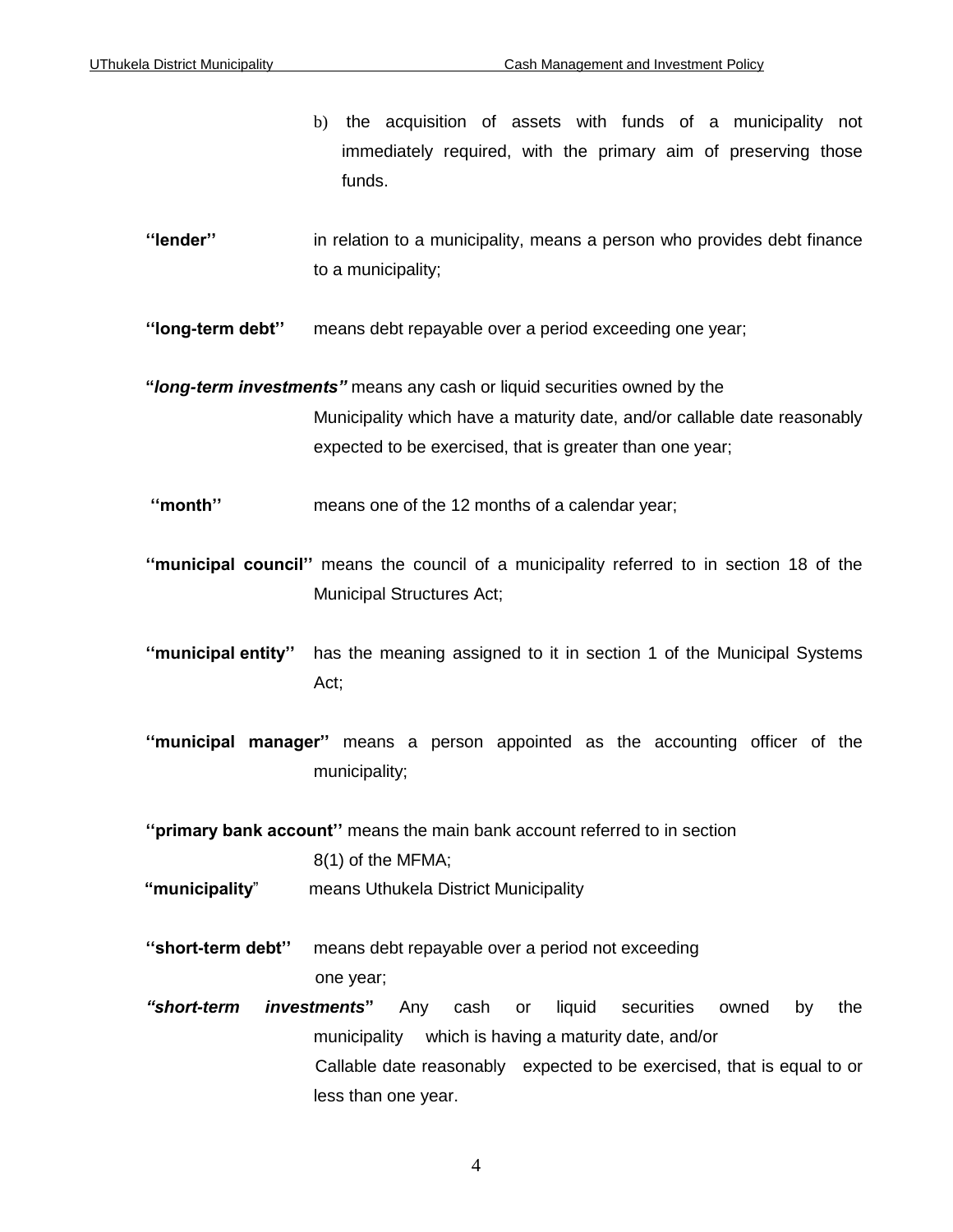b) the acquisition of assets with funds of a municipality not immediately required, with the primary aim of preserving those funds.

**''lender''** in relation to a municipality, means a person who provides debt finance to a municipality;

**''long-term debt''** means debt repayable over a period exceeding one year;

**"*long-term investments"*** means any cash or liquid securities owned by the Municipality which have a maturity date, and/or callable date reasonably expected to be exercised, that is greater than one year;

**''month''** means one of the 12 months of a calendar year;

**''municipal council''** means the council of a municipality referred to in section 18 of the Municipal Structures Act;

**''municipal entity''** has the meaning assigned to it in section 1 of the Municipal Systems Act;

**''municipal manager''** means a person appointed as the accounting officer of the municipality;

**''primary bank account''** means the main bank account referred to in section 8(1) of the MFMA;

**"municipality**" means Uthukela District Municipality

**''short-term debt''** means debt repayable over a period not exceeding one year;

***"short-term investments*"** Any cash or liquid securities owned by the municipality which is having a maturity date, and/or Callable date reasonably expected to be exercised, that is equal to or less than one year.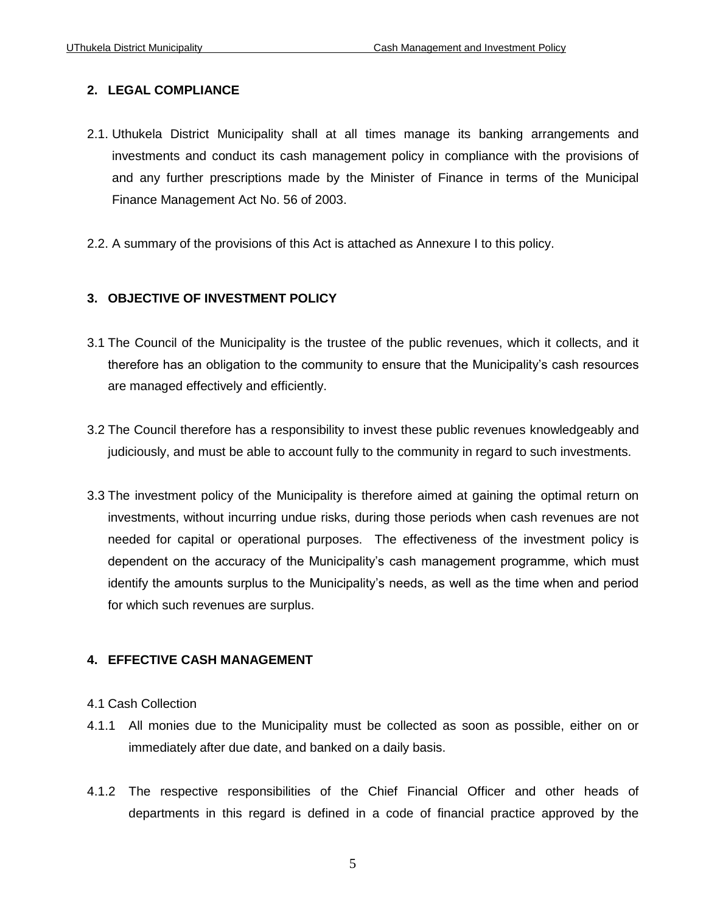## 2. LEGAL COMPLIANCE

2.1. Uthukela District Municipality shall at all times manage its banking arrangements and investments and conduct its cash management policy in compliance with the provisions of and any further prescriptions made by the Minister of Finance in terms of the Municipal Finance Management Act No. 56 of 2003.

2.2. A summary of the provisions of this Act is attached as Annexure I to this policy.

## 3. OBJECTIVE OF INVESTMENT POLICY

3.1 The Council of the Municipality is the trustee of the public revenues, which it collects, and it therefore has an obligation to the community to ensure that the Municipality's cash resources are managed effectively and efficiently.

3.2 The Council therefore has a responsibility to invest these public revenues knowledgeably and judiciously, and must be able to account fully to the community in regard to such investments.

3.3 The investment policy of the Municipality is therefore aimed at gaining the optimal return on investments, without incurring undue risks, during those periods when cash revenues are not needed for capital or operational purposes. The effectiveness of the investment policy is dependent on the accuracy of the Municipality's cash management programme, which must identify the amounts surplus to the Municipality's needs, as well as the time when and period for which such revenues are surplus.

## 4. EFFECTIVE CASH MANAGEMENT

4.1 Cash Collection

4.1.1 All monies due to the Municipality must be collected as soon as possible, either on or immediately after due date, and banked on a daily basis.

4.1.2 The respective responsibilities of the Chief Financial Officer and other heads of departments in this regard is defined in a code of financial practice approved by the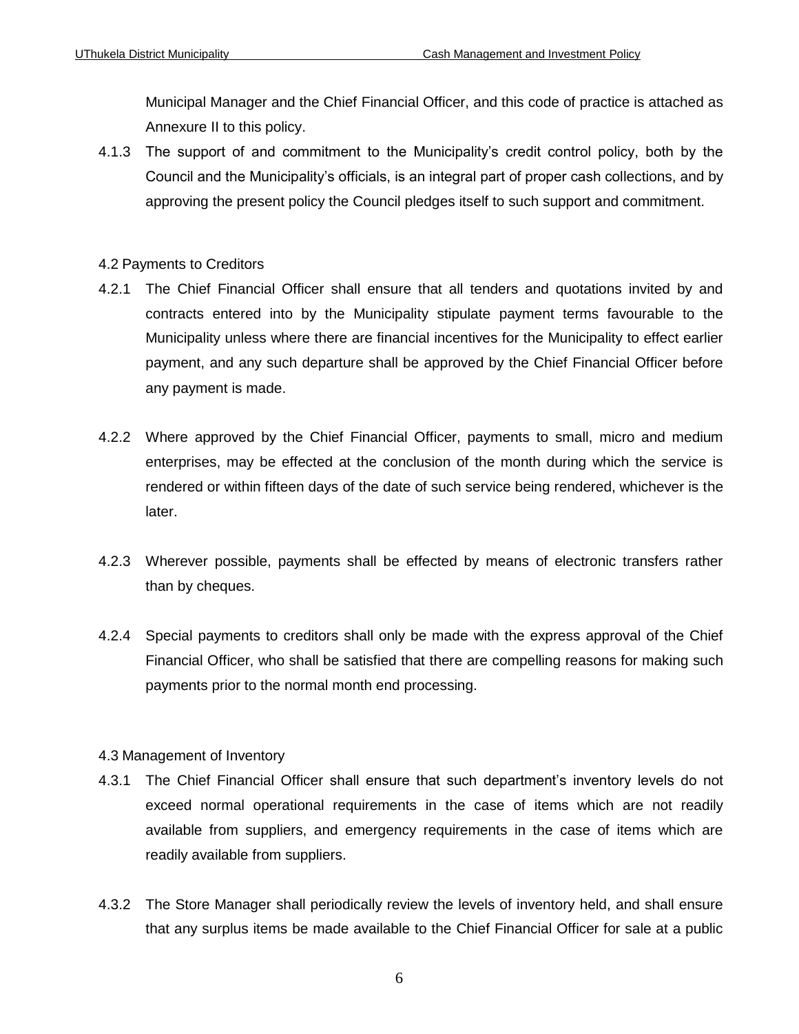Municipal Manager and the Chief Financial Officer, and this code of practice is attached as Annexure II to this policy.

4.1.3 The support of and commitment to the Municipality's credit control policy, both by the Council and the Municipality's officials, is an integral part of proper cash collections, and by approving the present policy the Council pledges itself to such support and commitment.

4.2 Payments to Creditors

4.2.1 The Chief Financial Officer shall ensure that all tenders and quotations invited by and contracts entered into by the Municipality stipulate payment terms favourable to the Municipality unless where there are financial incentives for the Municipality to effect earlier payment, and any such departure shall be approved by the Chief Financial Officer before any payment is made.

4.2.2 Where approved by the Chief Financial Officer, payments to small, micro and medium enterprises, may be effected at the conclusion of the month during which the service is rendered or within fifteen days of the date of such service being rendered, whichever is the later.

4.2.3 Wherever possible, payments shall be effected by means of electronic transfers rather than by cheques.

4.2.4 Special payments to creditors shall only be made with the express approval of the Chief Financial Officer, who shall be satisfied that there are compelling reasons for making such payments prior to the normal month end processing.

4.3 Management of Inventory

4.3.1 The Chief Financial Officer shall ensure that such department's inventory levels do not exceed normal operational requirements in the case of items which are not readily available from suppliers, and emergency requirements in the case of items which are readily available from suppliers.

4.3.2 The Store Manager shall periodically review the levels of inventory held, and shall ensure that any surplus items be made available to the Chief Financial Officer for sale at a public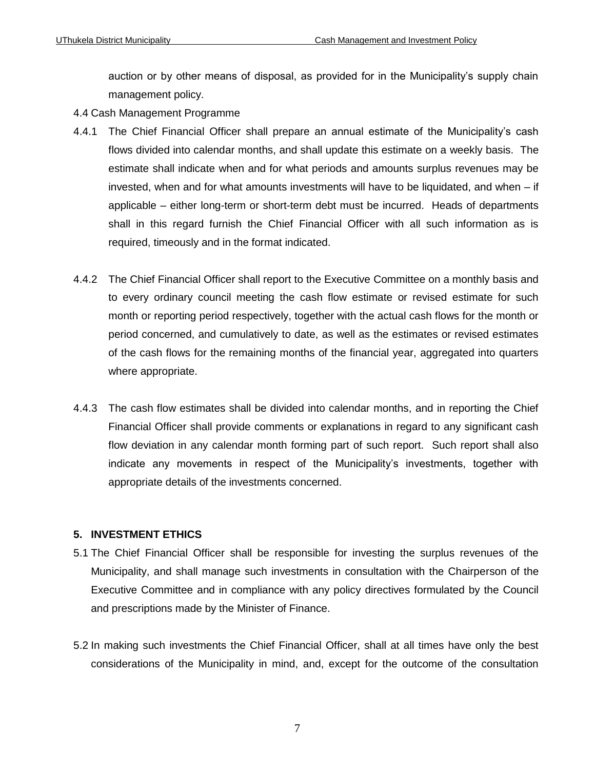auction or by other means of disposal, as provided for in the Municipality's supply chain management policy.

4.4 Cash Management Programme

4.4.1 The Chief Financial Officer shall prepare an annual estimate of the Municipality's cash flows divided into calendar months, and shall update this estimate on a weekly basis. The estimate shall indicate when and for what periods and amounts surplus revenues may be invested, when and for what amounts investments will have to be liquidated, and when – if applicable – either long-term or short-term debt must be incurred. Heads of departments shall in this regard furnish the Chief Financial Officer with all such information as is required, timeously and in the format indicated.

4.4.2 The Chief Financial Officer shall report to the Executive Committee on a monthly basis and to every ordinary council meeting the cash flow estimate or revised estimate for such month or reporting period respectively, together with the actual cash flows for the month or period concerned, and cumulatively to date, as well as the estimates or revised estimates of the cash flows for the remaining months of the financial year, aggregated into quarters where appropriate.

4.4.3 The cash flow estimates shall be divided into calendar months, and in reporting the Chief Financial Officer shall provide comments or explanations in regard to any significant cash flow deviation in any calendar month forming part of such report. Such report shall also indicate any movements in respect of the Municipality's investments, together with appropriate details of the investments concerned.

## 5. INVESTMENT ETHICS

5.1 The Chief Financial Officer shall be responsible for investing the surplus revenues of the Municipality, and shall manage such investments in consultation with the Chairperson of the Executive Committee and in compliance with any policy directives formulated by the Council and prescriptions made by the Minister of Finance.

5.2 In making such investments the Chief Financial Officer, shall at all times have only the best considerations of the Municipality in mind, and, except for the outcome of the consultation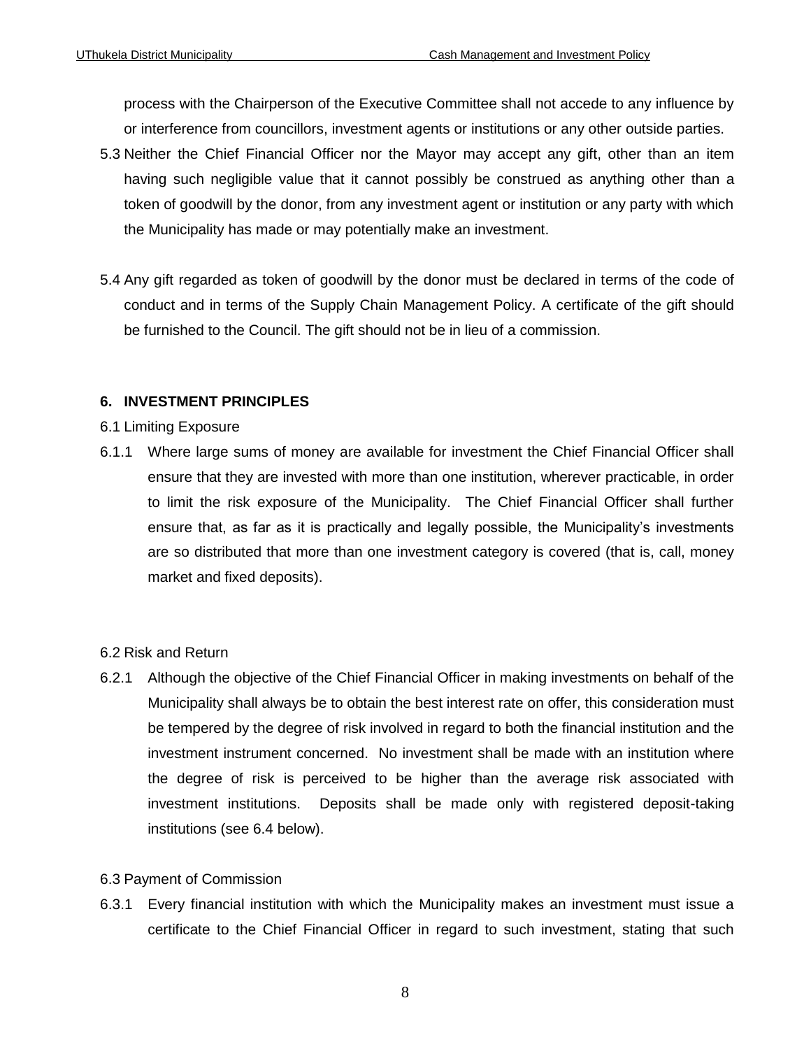process with the Chairperson of the Executive Committee shall not accede to any influence by or interference from councillors, investment agents or institutions or any other outside parties.

5.3 Neither the Chief Financial Officer nor the Mayor may accept any gift, other than an item having such negligible value that it cannot possibly be construed as anything other than a token of goodwill by the donor, from any investment agent or institution or any party with which the Municipality has made or may potentially make an investment.

5.4 Any gift regarded as token of goodwill by the donor must be declared in terms of the code of conduct and in terms of the Supply Chain Management Policy. A certificate of the gift should be furnished to the Council. The gift should not be in lieu of a commission.

## 6. INVESTMENT PRINCIPLES

6.1 Limiting Exposure

6.1.1 Where large sums of money are available for investment the Chief Financial Officer shall ensure that they are invested with more than one institution, wherever practicable, in order to limit the risk exposure of the Municipality. The Chief Financial Officer shall further ensure that, as far as it is practically and legally possible, the Municipality's investments are so distributed that more than one investment category is covered (that is, call, money market and fixed deposits).

6.2 Risk and Return

6.2.1 Although the objective of the Chief Financial Officer in making investments on behalf of the Municipality shall always be to obtain the best interest rate on offer, this consideration must be tempered by the degree of risk involved in regard to both the financial institution and the investment instrument concerned. No investment shall be made with an institution where the degree of risk is perceived to be higher than the average risk associated with investment institutions. Deposits shall be made only with registered deposit-taking institutions (see 6.4 below).

6.3 Payment of Commission

6.3.1 Every financial institution with which the Municipality makes an investment must issue a certificate to the Chief Financial Officer in regard to such investment, stating that such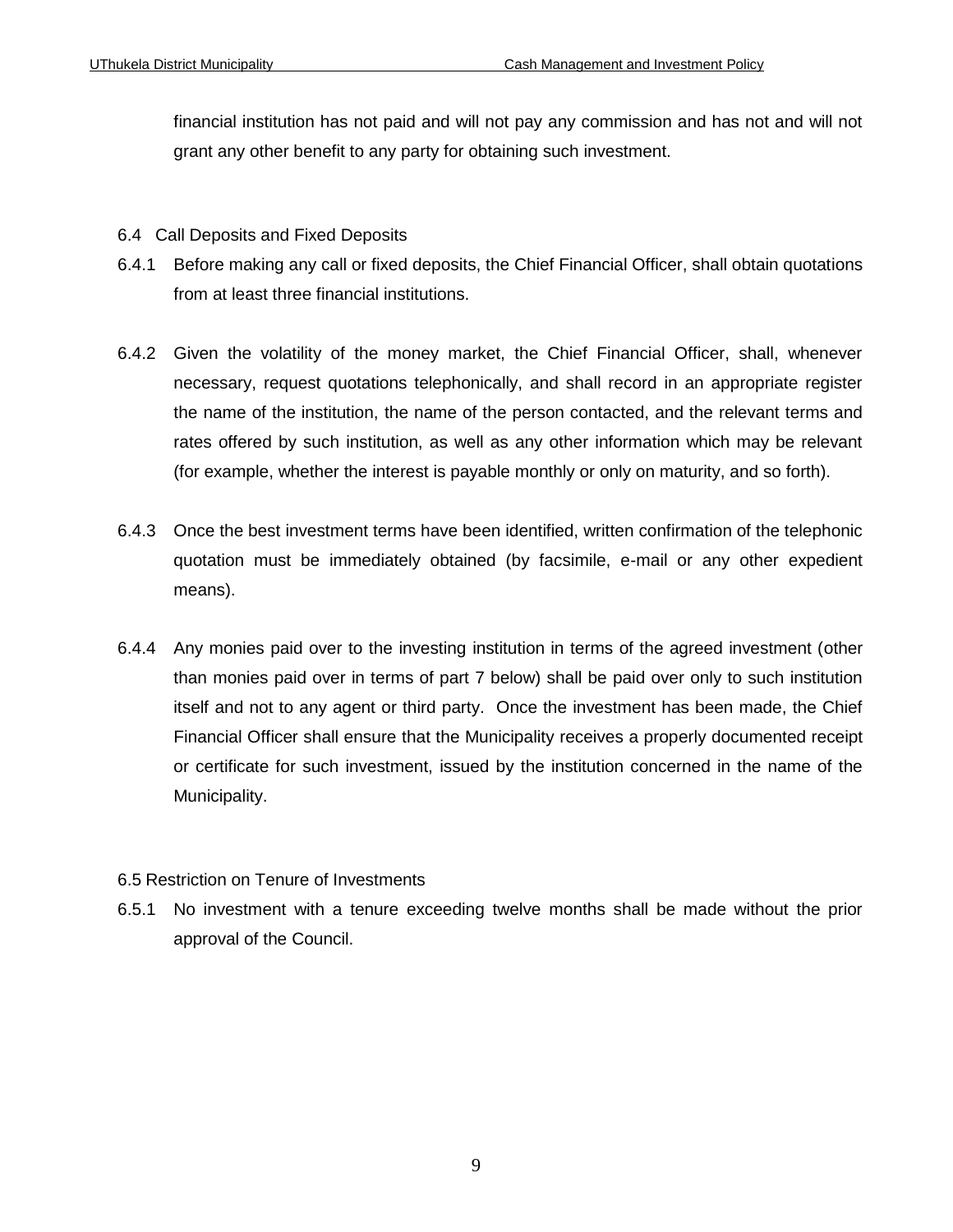financial institution has not paid and will not pay any commission and has not and will not grant any other benefit to any party for obtaining such investment.

6.4 Call Deposits and Fixed Deposits

6.4.1 Before making any call or fixed deposits, the Chief Financial Officer, shall obtain quotations from at least three financial institutions.

6.4.2 Given the volatility of the money market, the Chief Financial Officer, shall, whenever necessary, request quotations telephonically, and shall record in an appropriate register the name of the institution, the name of the person contacted, and the relevant terms and rates offered by such institution, as well as any other information which may be relevant (for example, whether the interest is payable monthly or only on maturity, and so forth).

6.4.3 Once the best investment terms have been identified, written confirmation of the telephonic quotation must be immediately obtained (by facsimile, e-mail or any other expedient means).

6.4.4 Any monies paid over to the investing institution in terms of the agreed investment (other than monies paid over in terms of part 7 below) shall be paid over only to such institution itself and not to any agent or third party. Once the investment has been made, the Chief Financial Officer shall ensure that the Municipality receives a properly documented receipt or certificate for such investment, issued by the institution concerned in the name of the Municipality.

6.5 Restriction on Tenure of Investments

6.5.1 No investment with a tenure exceeding twelve months shall be made without the prior approval of the Council.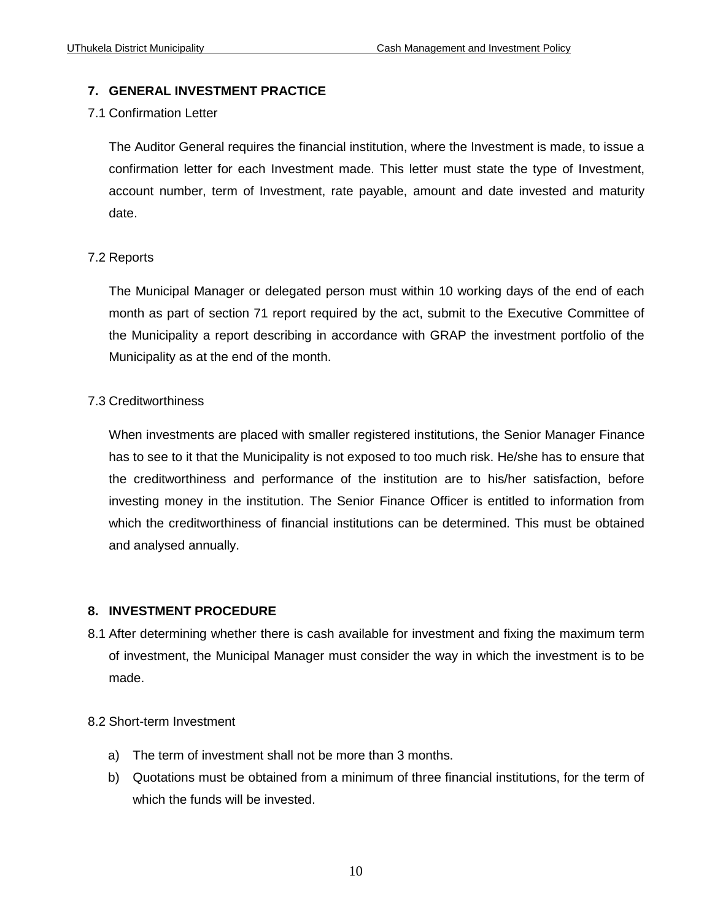## 7. GENERAL INVESTMENT PRACTICE

7.1 Confirmation Letter

The Auditor General requires the financial institution, where the Investment is made, to issue a confirmation letter for each Investment made. This letter must state the type of Investment, account number, term of Investment, rate payable, amount and date invested and maturity date.

7.2 Reports

The Municipal Manager or delegated person must within 10 working days of the end of each month as part of section 71 report required by the act, submit to the Executive Committee of the Municipality a report describing in accordance with GRAP the investment portfolio of the Municipality as at the end of the month.

7.3 Creditworthiness

When investments are placed with smaller registered institutions, the Senior Manager Finance has to see to it that the Municipality is not exposed to too much risk. He/she has to ensure that the creditworthiness and performance of the institution are to his/her satisfaction, before investing money in the institution. The Senior Finance Officer is entitled to information from which the creditworthiness of financial institutions can be determined. This must be obtained and analysed annually.

## 8. INVESTMENT PROCEDURE

8.1 After determining whether there is cash available for investment and fixing the maximum term of investment, the Municipal Manager must consider the way in which the investment is to be made.

8.2 Short-term Investment

a) The term of investment shall not be more than 3 months.

b) Quotations must be obtained from a minimum of three financial institutions, for the term of which the funds will be invested.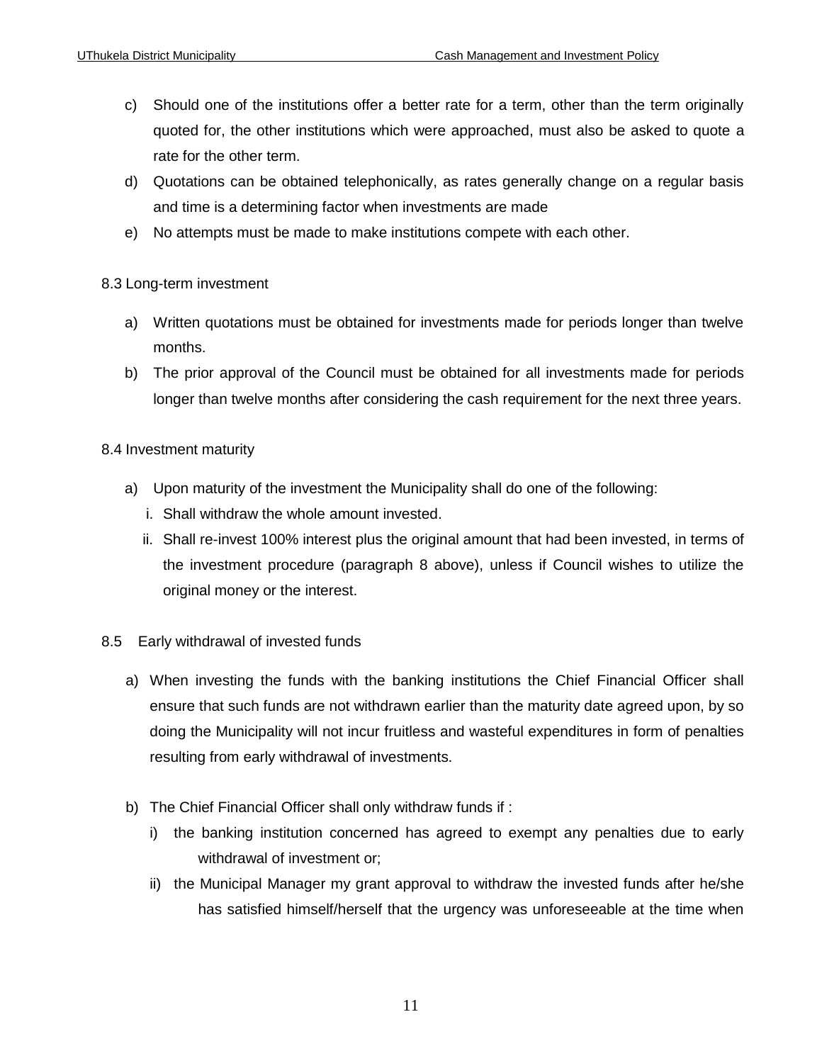c) Should one of the institutions offer a better rate for a term, other than the term originally quoted for, the other institutions which were approached, must also be asked to quote a rate for the other term.

d) Quotations can be obtained telephonically, as rates generally change on a regular basis and time is a determining factor when investments are made

e) No attempts must be made to make institutions compete with each other.

8.3 Long-term investment

a) Written quotations must be obtained for investments made for periods longer than twelve months.

b) The prior approval of the Council must be obtained for all investments made for periods longer than twelve months after considering the cash requirement for the next three years.

8.4 Investment maturity

a) Upon maturity of the investment the Municipality shall do one of the following:

   i. Shall withdraw the whole amount invested.

   ii. Shall re-invest 100% interest plus the original amount that had been invested, in terms of the investment procedure (paragraph 8 above), unless if Council wishes to utilize the original money or the interest.

8.5 Early withdrawal of invested funds

a) When investing the funds with the banking institutions the Chief Financial Officer shall ensure that such funds are not withdrawn earlier than the maturity date agreed upon, by so doing the Municipality will not incur fruitless and wasteful expenditures in form of penalties resulting from early withdrawal of investments.

b) The Chief Financial Officer shall only withdraw funds if :

   i) the banking institution concerned has agreed to exempt any penalties due to early withdrawal of investment or;

   ii) the Municipal Manager my grant approval to withdraw the invested funds after he/she has satisfied himself/herself that the urgency was unforeseeable at the time when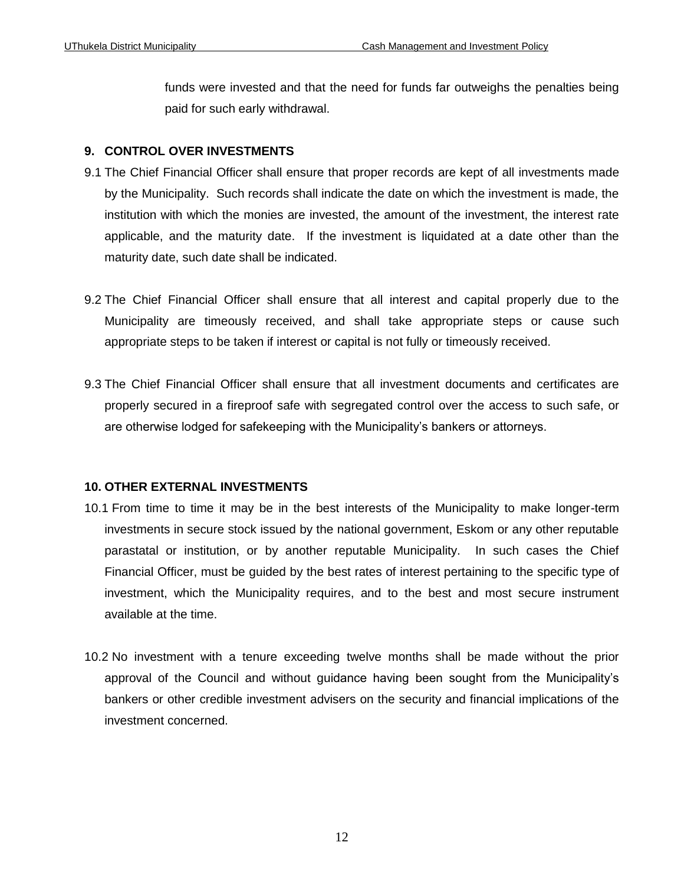funds were invested and that the need for funds far outweighs the penalties being paid for such early withdrawal.

## 9. CONTROL OVER INVESTMENTS

9.1 The Chief Financial Officer shall ensure that proper records are kept of all investments made by the Municipality. Such records shall indicate the date on which the investment is made, the institution with which the monies are invested, the amount of the investment, the interest rate applicable, and the maturity date. If the investment is liquidated at a date other than the maturity date, such date shall be indicated.

9.2 The Chief Financial Officer shall ensure that all interest and capital properly due to the Municipality are timeously received, and shall take appropriate steps or cause such appropriate steps to be taken if interest or capital is not fully or timeously received.

9.3 The Chief Financial Officer shall ensure that all investment documents and certificates are properly secured in a fireproof safe with segregated control over the access to such safe, or are otherwise lodged for safekeeping with the Municipality's bankers or attorneys.

## 10. OTHER EXTERNAL INVESTMENTS

10.1 From time to time it may be in the best interests of the Municipality to make longer-term investments in secure stock issued by the national government, Eskom or any other reputable parastatal or institution, or by another reputable Municipality. In such cases the Chief Financial Officer, must be guided by the best rates of interest pertaining to the specific type of investment, which the Municipality requires, and to the best and most secure instrument available at the time.

10.2 No investment with a tenure exceeding twelve months shall be made without the prior approval of the Council and without guidance having been sought from the Municipality's bankers or other credible investment advisers on the security and financial implications of the investment concerned.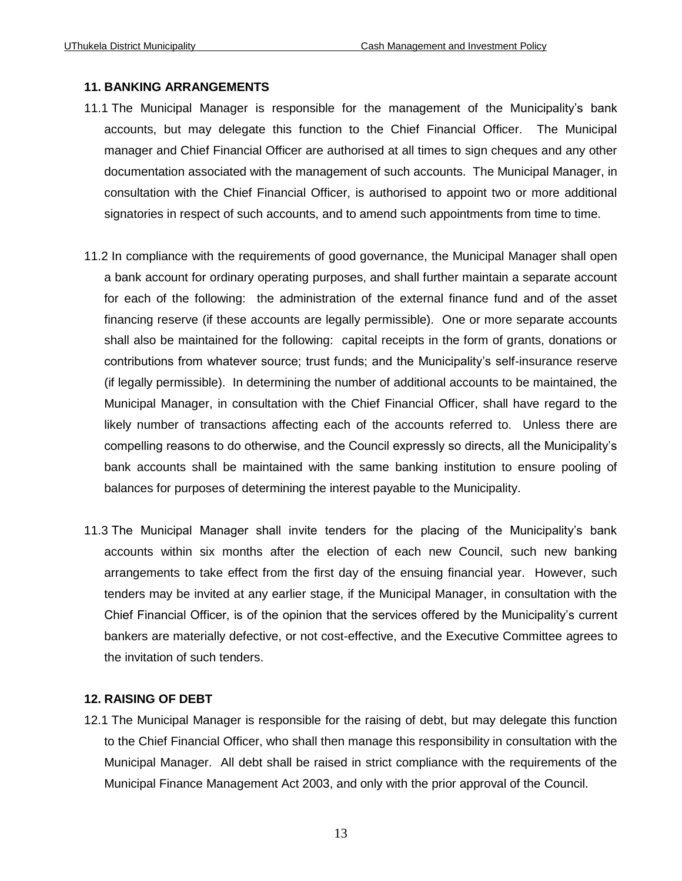### 11. BANKING ARRANGEMENTS

11.1 The Municipal Manager is responsible for the management of the Municipality's bank accounts, but may delegate this function to the Chief Financial Officer. The Municipal manager and Chief Financial Officer are authorised at all times to sign cheques and any other documentation associated with the management of such accounts. The Municipal Manager, in consultation with the Chief Financial Officer, is authorised to appoint two or more additional signatories in respect of such accounts, and to amend such appointments from time to time.

11.2 In compliance with the requirements of good governance, the Municipal Manager shall open a bank account for ordinary operating purposes, and shall further maintain a separate account for each of the following: the administration of the external finance fund and of the asset financing reserve (if these accounts are legally permissible). One or more separate accounts shall also be maintained for the following: capital receipts in the form of grants, donations or contributions from whatever source; trust funds; and the Municipality's self-insurance reserve (if legally permissible). In determining the number of additional accounts to be maintained, the Municipal Manager, in consultation with the Chief Financial Officer, shall have regard to the likely number of transactions affecting each of the accounts referred to. Unless there are compelling reasons to do otherwise, and the Council expressly so directs, all the Municipality's bank accounts shall be maintained with the same banking institution to ensure pooling of balances for purposes of determining the interest payable to the Municipality.

11.3 The Municipal Manager shall invite tenders for the placing of the Municipality's bank accounts within six months after the election of each new Council, such new banking arrangements to take effect from the first day of the ensuing financial year. However, such tenders may be invited at any earlier stage, if the Municipal Manager, in consultation with the Chief Financial Officer, is of the opinion that the services offered by the Municipality's current bankers are materially defective, or not cost-effective, and the Executive Committee agrees to the invitation of such tenders.

### 12. RAISING OF DEBT

12.1 The Municipal Manager is responsible for the raising of debt, but may delegate this function to the Chief Financial Officer, who shall then manage this responsibility in consultation with the Municipal Manager. All debt shall be raised in strict compliance with the requirements of the Municipal Finance Management Act 2003, and only with the prior approval of the Council.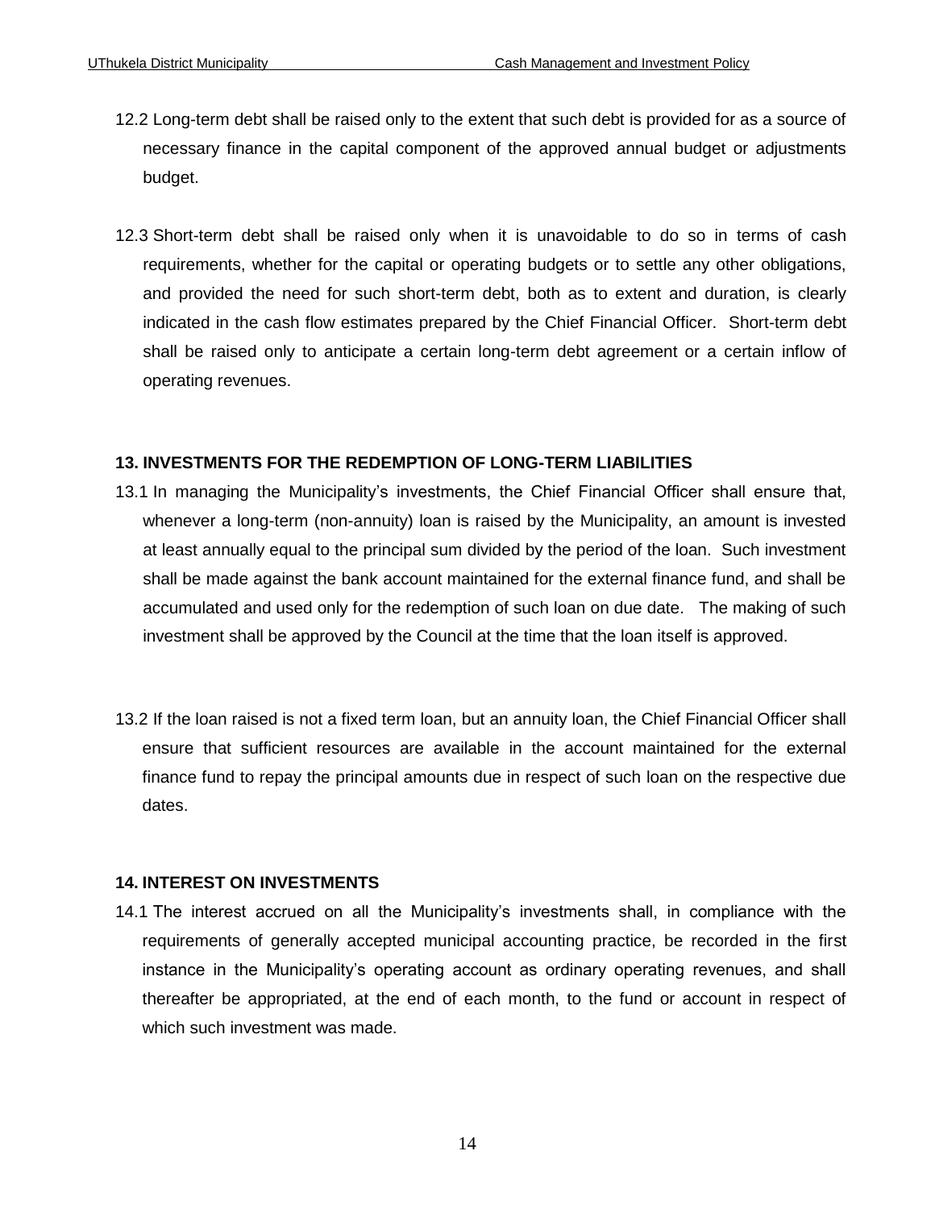12.2 Long-term debt shall be raised only to the extent that such debt is provided for as a source of necessary finance in the capital component of the approved annual budget or adjustments budget.

12.3 Short-term debt shall be raised only when it is unavoidable to do so in terms of cash requirements, whether for the capital or operating budgets or to settle any other obligations, and provided the need for such short-term debt, both as to extent and duration, is clearly indicated in the cash flow estimates prepared by the Chief Financial Officer. Short-term debt shall be raised only to anticipate a certain long-term debt agreement or a certain inflow of operating revenues.

**13. INVESTMENTS FOR THE REDEMPTION OF LONG-TERM LIABILITIES**

13.1 In managing the Municipality's investments, the Chief Financial Officer shall ensure that, whenever a long-term (non-annuity) loan is raised by the Municipality, an amount is invested at least annually equal to the principal sum divided by the period of the loan. Such investment shall be made against the bank account maintained for the external finance fund, and shall be accumulated and used only for the redemption of such loan on due date. The making of such investment shall be approved by the Council at the time that the loan itself is approved.

13.2 If the loan raised is not a fixed term loan, but an annuity loan, the Chief Financial Officer shall ensure that sufficient resources are available in the account maintained for the external finance fund to repay the principal amounts due in respect of such loan on the respective due dates.

**14. INTEREST ON INVESTMENTS**

14.1 The interest accrued on all the Municipality's investments shall, in compliance with the requirements of generally accepted municipal accounting practice, be recorded in the first instance in the Municipality's operating account as ordinary operating revenues, and shall thereafter be appropriated, at the end of each month, to the fund or account in respect of which such investment was made.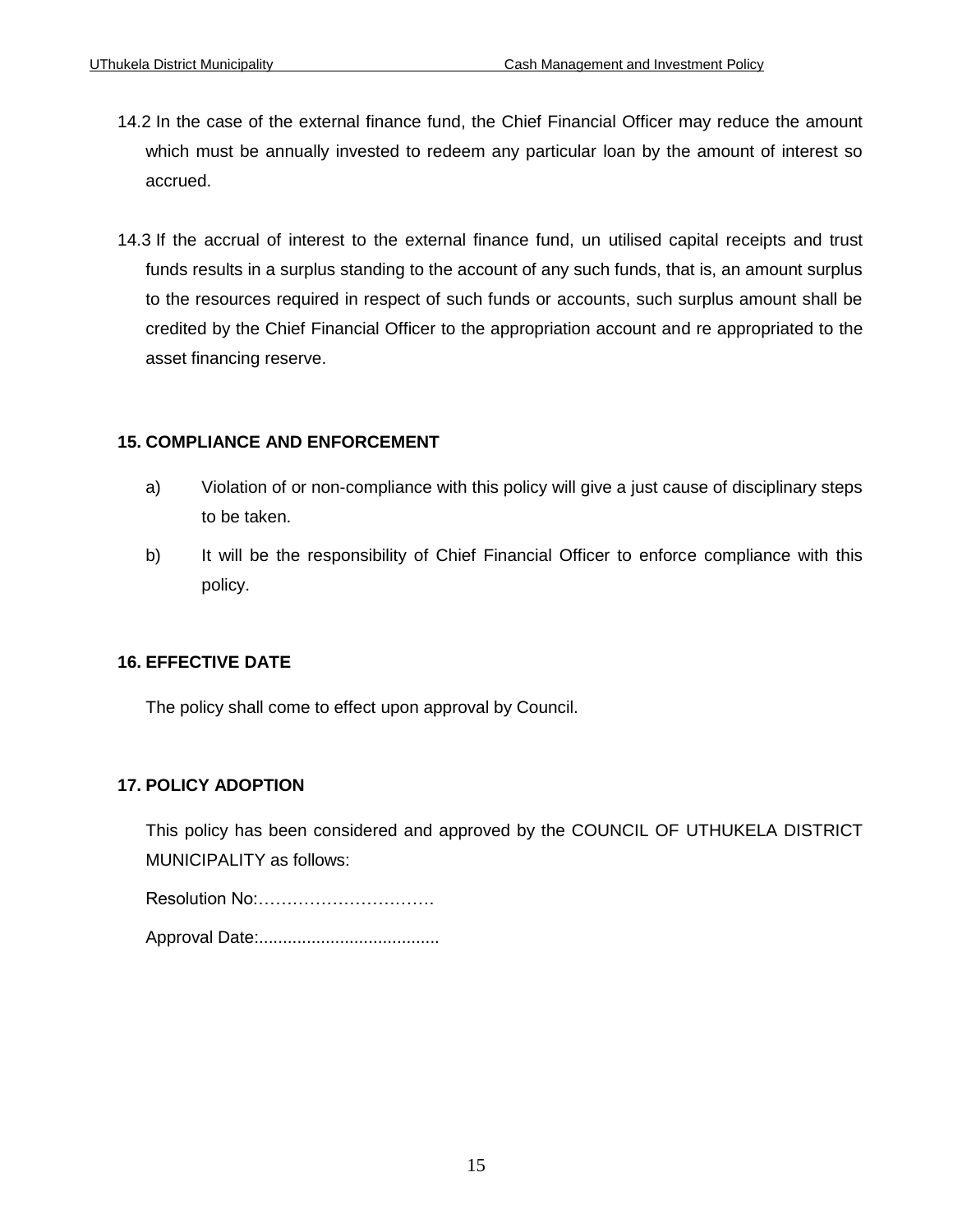14.2 In the case of the external finance fund, the Chief Financial Officer may reduce the amount which must be annually invested to redeem any particular loan by the amount of interest so accrued.

14.3 If the accrual of interest to the external finance fund, un utilised capital receipts and trust funds results in a surplus standing to the account of any such funds, that is, an amount surplus to the resources required in respect of such funds or accounts, such surplus amount shall be credited by the Chief Financial Officer to the appropriation account and re appropriated to the asset financing reserve.

## 15. COMPLIANCE AND ENFORCEMENT

a) Violation of or non-compliance with this policy will give a just cause of disciplinary steps to be taken.

b) It will be the responsibility of Chief Financial Officer to enforce compliance with this policy.

## 16. EFFECTIVE DATE

The policy shall come to effect upon approval by Council.

## 17. POLICY ADOPTION

This policy has been considered and approved by the COUNCIL OF UTHUKELA DISTRICT MUNICIPALITY as follows:

Resolution No:………………………….

Approval Date:......................................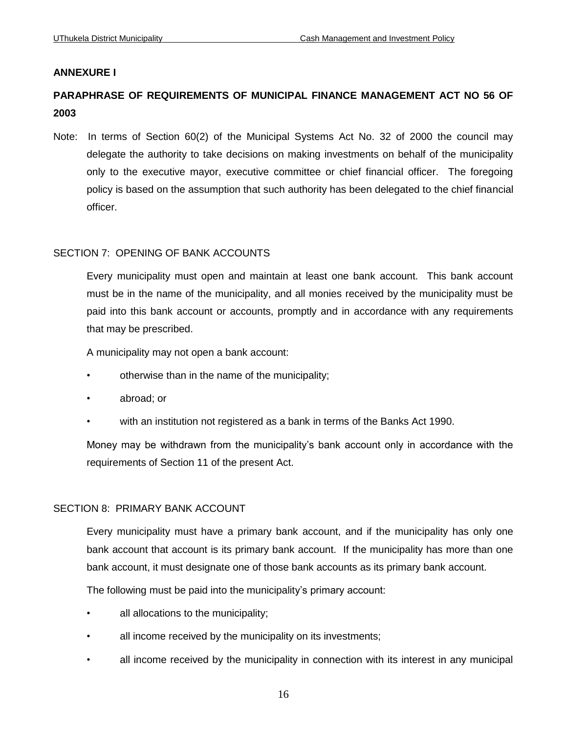**ANNEXURE I**

**PARAPHRASE OF REQUIREMENTS OF MUNICIPAL FINANCE MANAGEMENT ACT NO 56 OF 2003**

Note: In terms of Section 60(2) of the Municipal Systems Act No. 32 of 2000 the council may delegate the authority to take decisions on making investments on behalf of the municipality only to the executive mayor, executive committee or chief financial officer. The foregoing policy is based on the assumption that such authority has been delegated to the chief financial officer.

SECTION 7: OPENING OF BANK ACCOUNTS

Every municipality must open and maintain at least one bank account. This bank account must be in the name of the municipality, and all monies received by the municipality must be paid into this bank account or accounts, promptly and in accordance with any requirements that may be prescribed.

A municipality may not open a bank account:

- otherwise than in the name of the municipality;
- abroad; or
- with an institution not registered as a bank in terms of the Banks Act 1990.

Money may be withdrawn from the municipality's bank account only in accordance with the requirements of Section 11 of the present Act.

SECTION 8: PRIMARY BANK ACCOUNT

Every municipality must have a primary bank account, and if the municipality has only one bank account that account is its primary bank account. If the municipality has more than one bank account, it must designate one of those bank accounts as its primary bank account.

The following must be paid into the municipality's primary account:

- all allocations to the municipality;
- all income received by the municipality on its investments;
- all income received by the municipality in connection with its interest in any municipal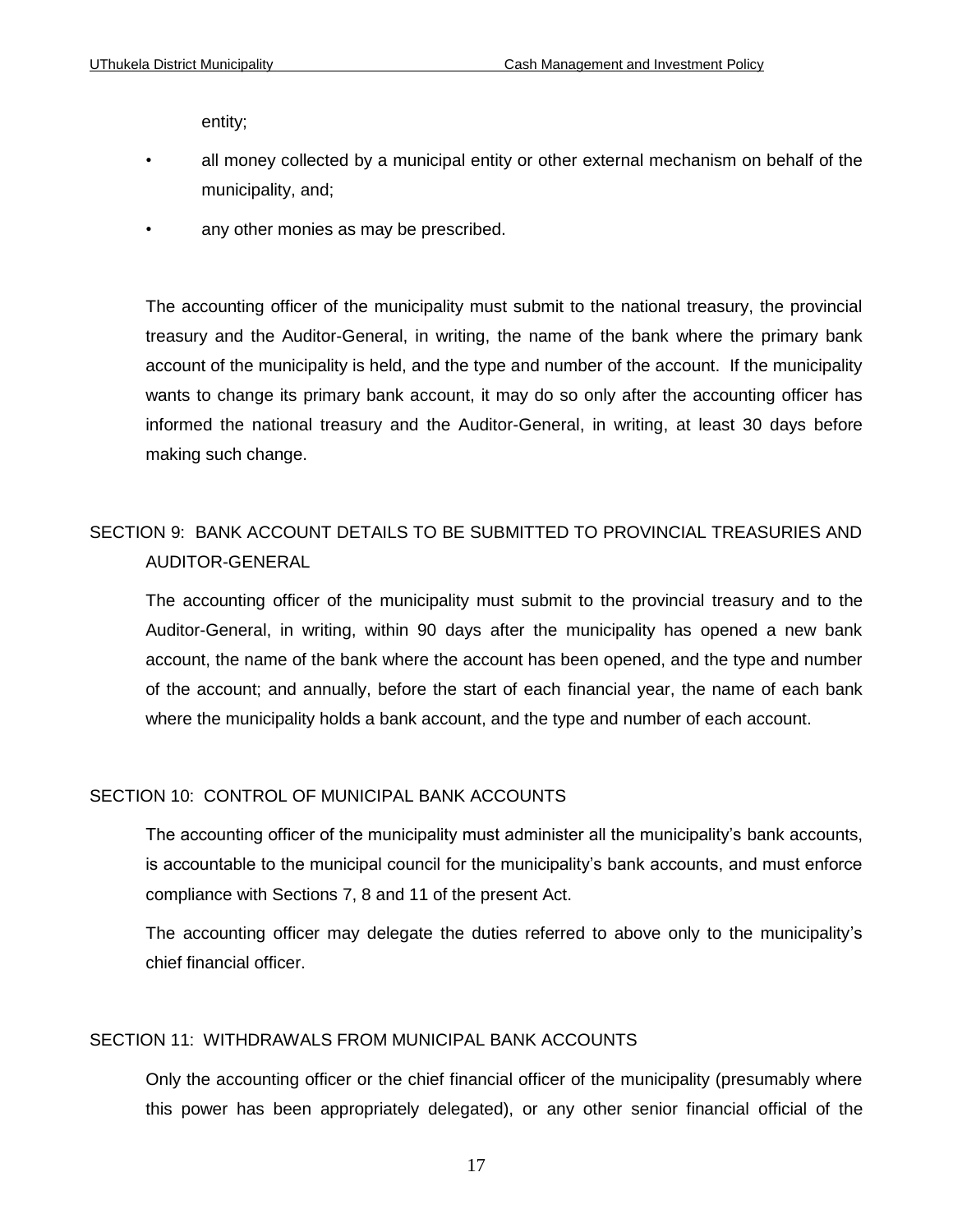entity;

- all money collected by a municipal entity or other external mechanism on behalf of the municipality, and;
- any other monies as may be prescribed.

The accounting officer of the municipality must submit to the national treasury, the provincial treasury and the Auditor-General, in writing, the name of the bank where the primary bank account of the municipality is held, and the type and number of the account. If the municipality wants to change its primary bank account, it may do so only after the accounting officer has informed the national treasury and the Auditor-General, in writing, at least 30 days before making such change.

## SECTION 9: BANK ACCOUNT DETAILS TO BE SUBMITTED TO PROVINCIAL TREASURIES AND AUDITOR-GENERAL

The accounting officer of the municipality must submit to the provincial treasury and to the Auditor-General, in writing, within 90 days after the municipality has opened a new bank account, the name of the bank where the account has been opened, and the type and number of the account; and annually, before the start of each financial year, the name of each bank where the municipality holds a bank account, and the type and number of each account.

## SECTION 10: CONTROL OF MUNICIPAL BANK ACCOUNTS

The accounting officer of the municipality must administer all the municipality's bank accounts, is accountable to the municipal council for the municipality's bank accounts, and must enforce compliance with Sections 7, 8 and 11 of the present Act.

The accounting officer may delegate the duties referred to above only to the municipality's chief financial officer.

## SECTION 11: WITHDRAWALS FROM MUNICIPAL BANK ACCOUNTS

Only the accounting officer or the chief financial officer of the municipality (presumably where this power has been appropriately delegated), or any other senior financial official of the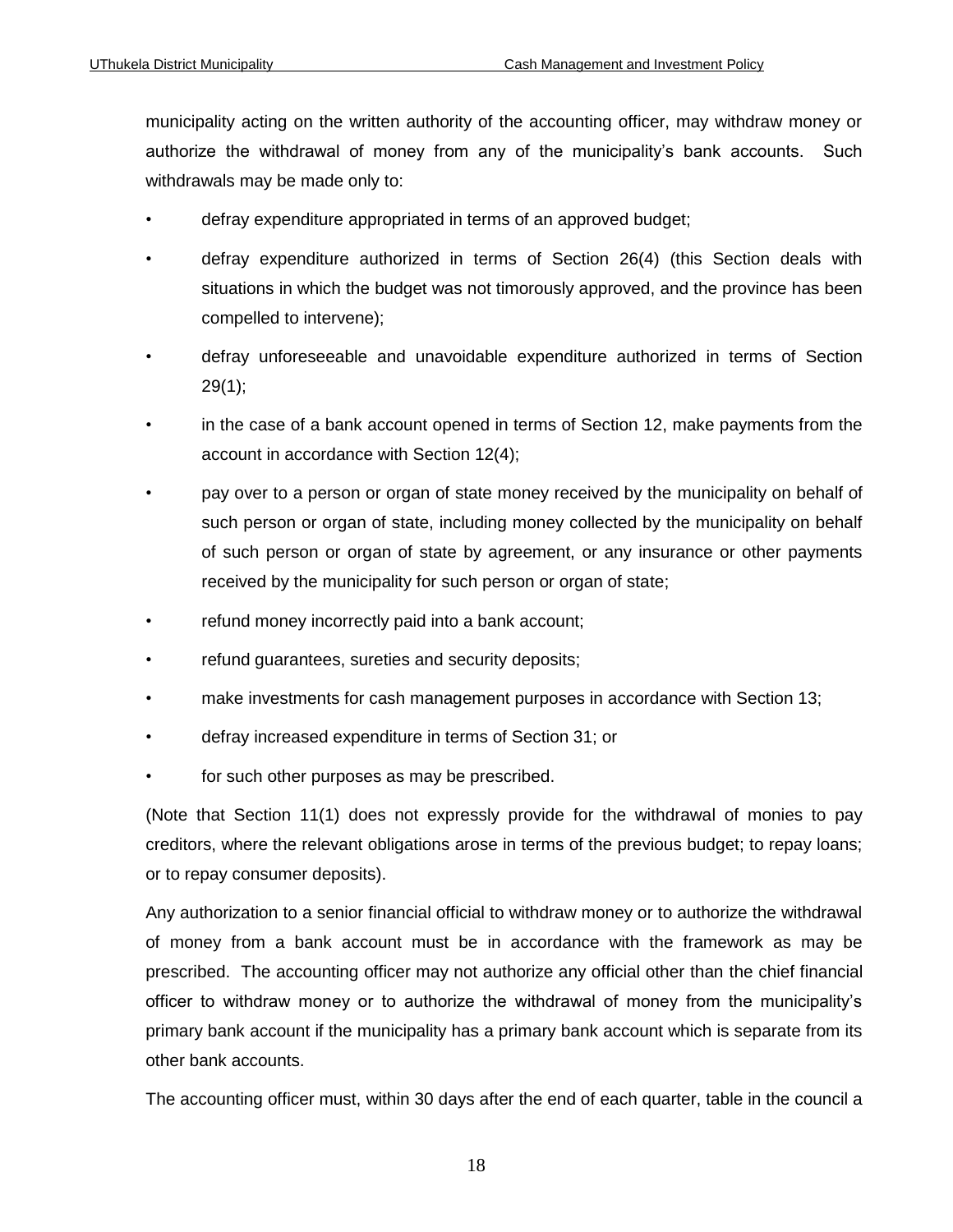municipality acting on the written authority of the accounting officer, may withdraw money or authorize the withdrawal of money from any of the municipality's bank accounts. Such withdrawals may be made only to:

- defray expenditure appropriated in terms of an approved budget;
- defray expenditure authorized in terms of Section 26(4) (this Section deals with situations in which the budget was not timorously approved, and the province has been compelled to intervene);
- defray unforeseeable and unavoidable expenditure authorized in terms of Section 29(1);
- in the case of a bank account opened in terms of Section 12, make payments from the account in accordance with Section 12(4);
- pay over to a person or organ of state money received by the municipality on behalf of such person or organ of state, including money collected by the municipality on behalf of such person or organ of state by agreement, or any insurance or other payments received by the municipality for such person or organ of state;
- refund money incorrectly paid into a bank account;
- refund guarantees, sureties and security deposits;
- make investments for cash management purposes in accordance with Section 13;
- defray increased expenditure in terms of Section 31; or
- for such other purposes as may be prescribed.

(Note that Section 11(1) does not expressly provide for the withdrawal of monies to pay creditors, where the relevant obligations arose in terms of the previous budget; to repay loans; or to repay consumer deposits).

Any authorization to a senior financial official to withdraw money or to authorize the withdrawal of money from a bank account must be in accordance with the framework as may be prescribed. The accounting officer may not authorize any official other than the chief financial officer to withdraw money or to authorize the withdrawal of money from the municipality's primary bank account if the municipality has a primary bank account which is separate from its other bank accounts.

The accounting officer must, within 30 days after the end of each quarter, table in the council a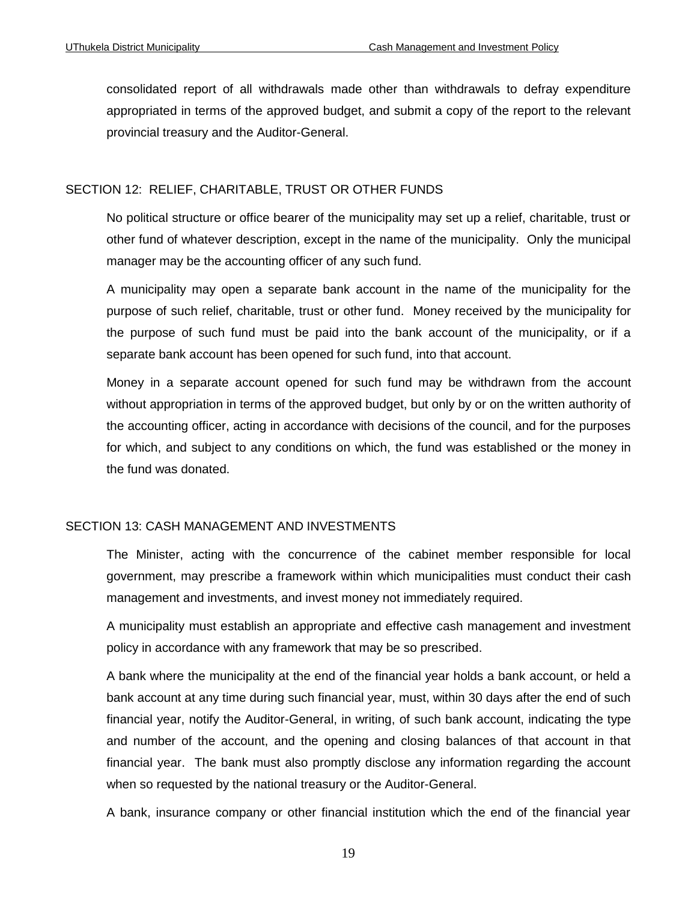consolidated report of all withdrawals made other than withdrawals to defray expenditure appropriated in terms of the approved budget, and submit a copy of the report to the relevant provincial treasury and the Auditor-General.

## SECTION 12: RELIEF, CHARITABLE, TRUST OR OTHER FUNDS

No political structure or office bearer of the municipality may set up a relief, charitable, trust or other fund of whatever description, except in the name of the municipality. Only the municipal manager may be the accounting officer of any such fund.

A municipality may open a separate bank account in the name of the municipality for the purpose of such relief, charitable, trust or other fund. Money received by the municipality for the purpose of such fund must be paid into the bank account of the municipality, or if a separate bank account has been opened for such fund, into that account.

Money in a separate account opened for such fund may be withdrawn from the account without appropriation in terms of the approved budget, but only by or on the written authority of the accounting officer, acting in accordance with decisions of the council, and for the purposes for which, and subject to any conditions on which, the fund was established or the money in the fund was donated.

## SECTION 13: CASH MANAGEMENT AND INVESTMENTS

The Minister, acting with the concurrence of the cabinet member responsible for local government, may prescribe a framework within which municipalities must conduct their cash management and investments, and invest money not immediately required.

A municipality must establish an appropriate and effective cash management and investment policy in accordance with any framework that may be so prescribed.

A bank where the municipality at the end of the financial year holds a bank account, or held a bank account at any time during such financial year, must, within 30 days after the end of such financial year, notify the Auditor-General, in writing, of such bank account, indicating the type and number of the account, and the opening and closing balances of that account in that financial year. The bank must also promptly disclose any information regarding the account when so requested by the national treasury or the Auditor-General.

A bank, insurance company or other financial institution which the end of the financial year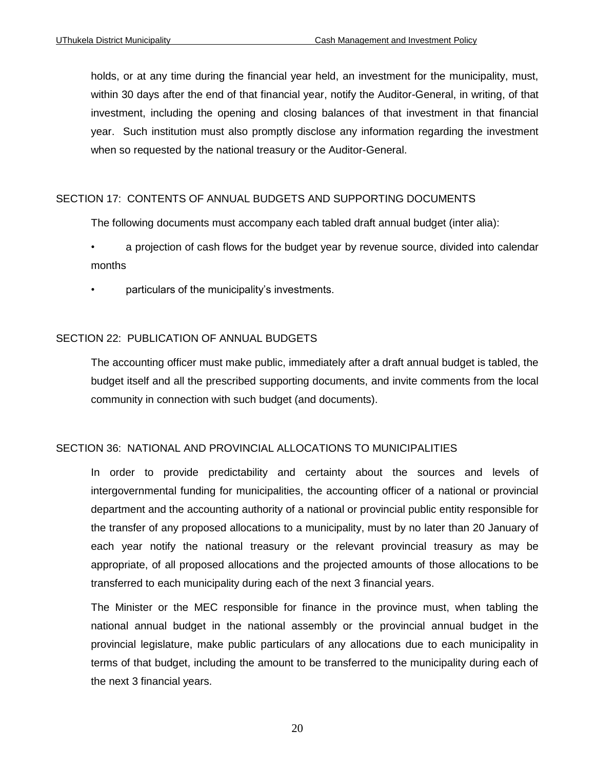holds, or at any time during the financial year held, an investment for the municipality, must, within 30 days after the end of that financial year, notify the Auditor-General, in writing, of that investment, including the opening and closing balances of that investment in that financial year. Such institution must also promptly disclose any information regarding the investment when so requested by the national treasury or the Auditor-General.

## SECTION 17: CONTENTS OF ANNUAL BUDGETS AND SUPPORTING DOCUMENTS

The following documents must accompany each tabled draft annual budget (inter alia):

- a projection of cash flows for the budget year by revenue source, divided into calendar months
- particulars of the municipality's investments.

## SECTION 22: PUBLICATION OF ANNUAL BUDGETS

The accounting officer must make public, immediately after a draft annual budget is tabled, the budget itself and all the prescribed supporting documents, and invite comments from the local community in connection with such budget (and documents).

## SECTION 36: NATIONAL AND PROVINCIAL ALLOCATIONS TO MUNICIPALITIES

In order to provide predictability and certainty about the sources and levels of intergovernmental funding for municipalities, the accounting officer of a national or provincial department and the accounting authority of a national or provincial public entity responsible for the transfer of any proposed allocations to a municipality, must by no later than 20 January of each year notify the national treasury or the relevant provincial treasury as may be appropriate, of all proposed allocations and the projected amounts of those allocations to be transferred to each municipality during each of the next 3 financial years.

The Minister or the MEC responsible for finance in the province must, when tabling the national annual budget in the national assembly or the provincial annual budget in the provincial legislature, make public particulars of any allocations due to each municipality in terms of that budget, including the amount to be transferred to the municipality during each of the next 3 financial years.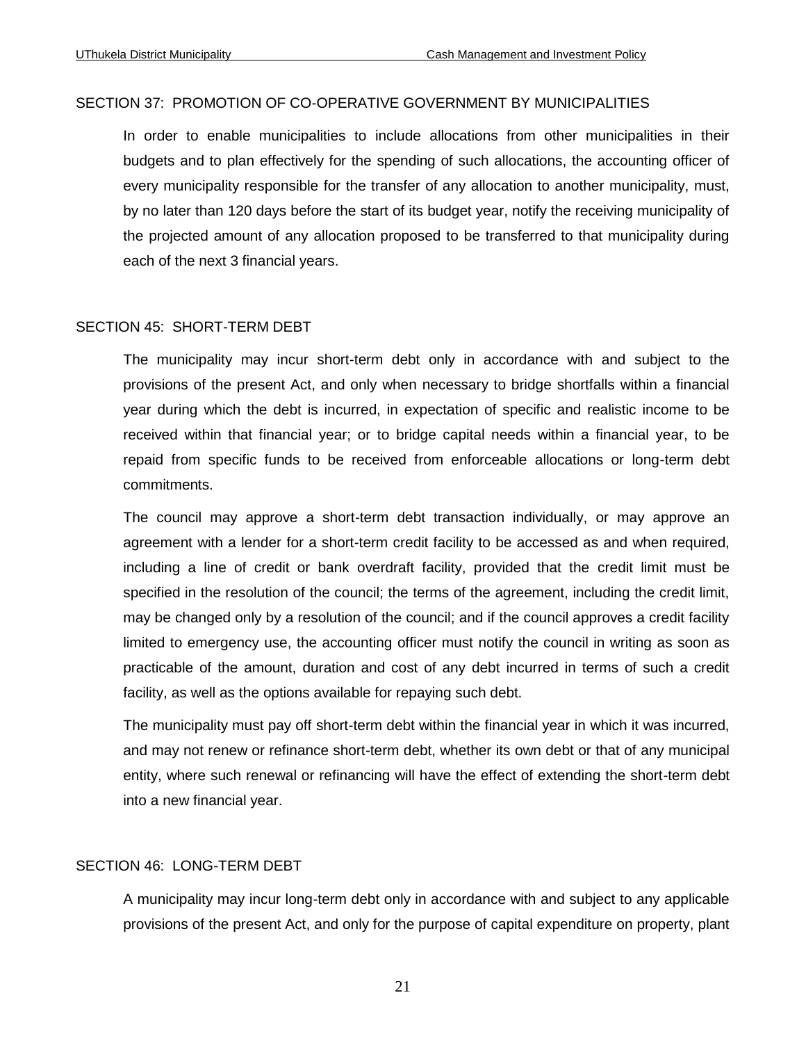## SECTION 37: PROMOTION OF CO-OPERATIVE GOVERNMENT BY MUNICIPALITIES

In order to enable municipalities to include allocations from other municipalities in their budgets and to plan effectively for the spending of such allocations, the accounting officer of every municipality responsible for the transfer of any allocation to another municipality, must, by no later than 120 days before the start of its budget year, notify the receiving municipality of the projected amount of any allocation proposed to be transferred to that municipality during each of the next 3 financial years.

## SECTION 45: SHORT-TERM DEBT

The municipality may incur short-term debt only in accordance with and subject to the provisions of the present Act, and only when necessary to bridge shortfalls within a financial year during which the debt is incurred, in expectation of specific and realistic income to be received within that financial year; or to bridge capital needs within a financial year, to be repaid from specific funds to be received from enforceable allocations or long-term debt commitments.

The council may approve a short-term debt transaction individually, or may approve an agreement with a lender for a short-term credit facility to be accessed as and when required, including a line of credit or bank overdraft facility, provided that the credit limit must be specified in the resolution of the council; the terms of the agreement, including the credit limit, may be changed only by a resolution of the council; and if the council approves a credit facility limited to emergency use, the accounting officer must notify the council in writing as soon as practicable of the amount, duration and cost of any debt incurred in terms of such a credit facility, as well as the options available for repaying such debt.

The municipality must pay off short-term debt within the financial year in which it was incurred, and may not renew or refinance short-term debt, whether its own debt or that of any municipal entity, where such renewal or refinancing will have the effect of extending the short-term debt into a new financial year.

## SECTION 46: LONG-TERM DEBT

A municipality may incur long-term debt only in accordance with and subject to any applicable provisions of the present Act, and only for the purpose of capital expenditure on property, plant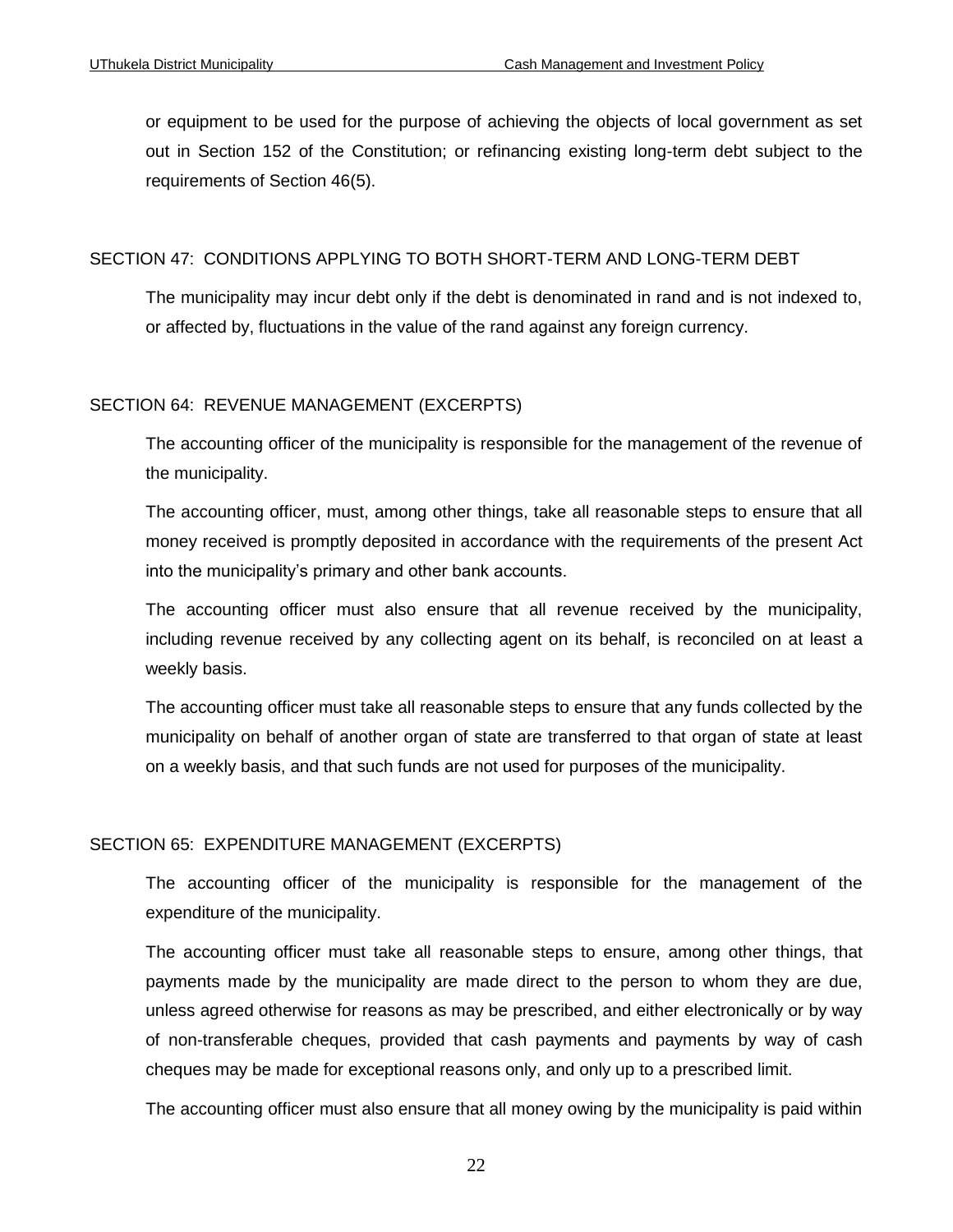or equipment to be used for the purpose of achieving the objects of local government as set out in Section 152 of the Constitution; or refinancing existing long-term debt subject to the requirements of Section 46(5).

### SECTION 47: CONDITIONS APPLYING TO BOTH SHORT-TERM AND LONG-TERM DEBT

The municipality may incur debt only if the debt is denominated in rand and is not indexed to, or affected by, fluctuations in the value of the rand against any foreign currency.

### SECTION 64: REVENUE MANAGEMENT (EXCERPTS)

The accounting officer of the municipality is responsible for the management of the revenue of the municipality.

The accounting officer, must, among other things, take all reasonable steps to ensure that all money received is promptly deposited in accordance with the requirements of the present Act into the municipality's primary and other bank accounts.

The accounting officer must also ensure that all revenue received by the municipality, including revenue received by any collecting agent on its behalf, is reconciled on at least a weekly basis.

The accounting officer must take all reasonable steps to ensure that any funds collected by the municipality on behalf of another organ of state are transferred to that organ of state at least on a weekly basis, and that such funds are not used for purposes of the municipality.

### SECTION 65: EXPENDITURE MANAGEMENT (EXCERPTS)

The accounting officer of the municipality is responsible for the management of the expenditure of the municipality.

The accounting officer must take all reasonable steps to ensure, among other things, that payments made by the municipality are made direct to the person to whom they are due, unless agreed otherwise for reasons as may be prescribed, and either electronically or by way of non-transferable cheques, provided that cash payments and payments by way of cash cheques may be made for exceptional reasons only, and only up to a prescribed limit.

The accounting officer must also ensure that all money owing by the municipality is paid within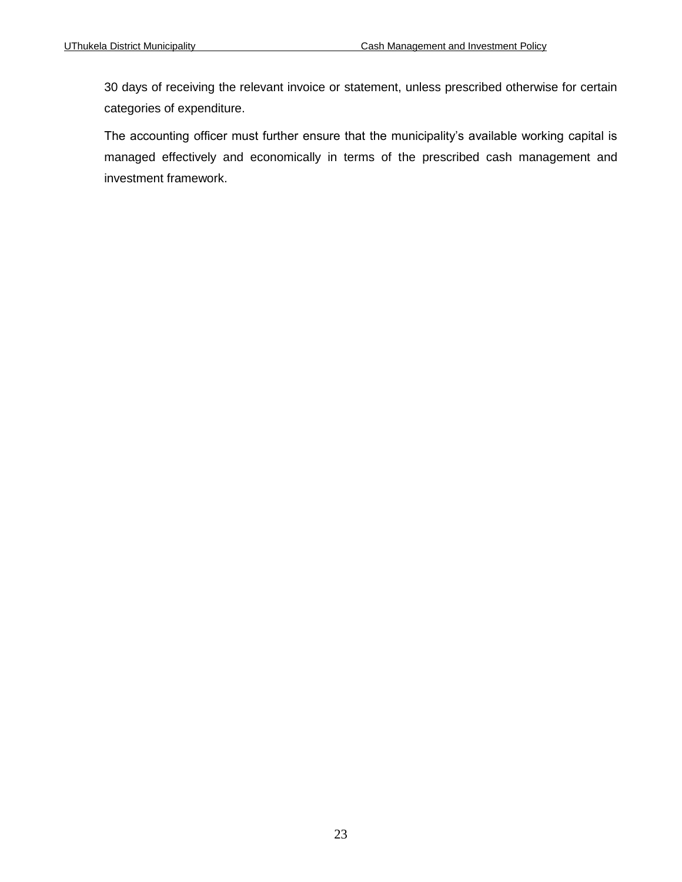30 days of receiving the relevant invoice or statement, unless prescribed otherwise for certain categories of expenditure.

The accounting officer must further ensure that the municipality's available working capital is managed effectively and economically in terms of the prescribed cash management and investment framework.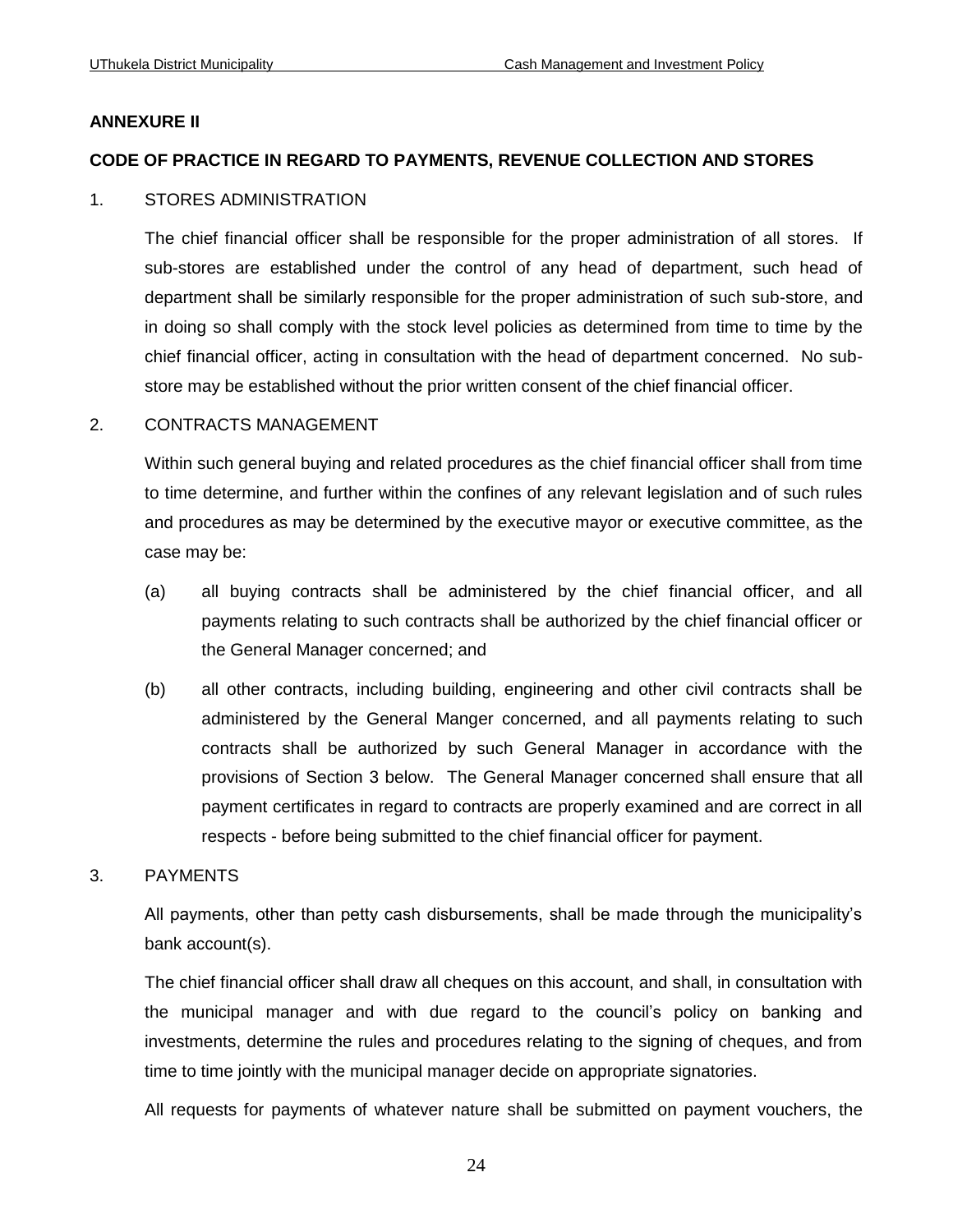**ANNEXURE II**

**CODE OF PRACTICE IN REGARD TO PAYMENTS, REVENUE COLLECTION AND STORES**

1. STORES ADMINISTRATION

The chief financial officer shall be responsible for the proper administration of all stores. If sub-stores are established under the control of any head of department, such head of department shall be similarly responsible for the proper administration of such sub-store, and in doing so shall comply with the stock level policies as determined from time to time by the chief financial officer, acting in consultation with the head of department concerned. No sub-store may be established without the prior written consent of the chief financial officer.

2. CONTRACTS MANAGEMENT

Within such general buying and related procedures as the chief financial officer shall from time to time determine, and further within the confines of any relevant legislation and of such rules and procedures as may be determined by the executive mayor or executive committee, as the case may be:

(a) all buying contracts shall be administered by the chief financial officer, and all payments relating to such contracts shall be authorized by the chief financial officer or the General Manager concerned; and

(b) all other contracts, including building, engineering and other civil contracts shall be administered by the General Manger concerned, and all payments relating to such contracts shall be authorized by such General Manager in accordance with the provisions of Section 3 below. The General Manager concerned shall ensure that all payment certificates in regard to contracts are properly examined and are correct in all respects - before being submitted to the chief financial officer for payment.

3. PAYMENTS

All payments, other than petty cash disbursements, shall be made through the municipality's bank account(s).

The chief financial officer shall draw all cheques on this account, and shall, in consultation with the municipal manager and with due regard to the council's policy on banking and investments, determine the rules and procedures relating to the signing of cheques, and from time to time jointly with the municipal manager decide on appropriate signatories.

All requests for payments of whatever nature shall be submitted on payment vouchers, the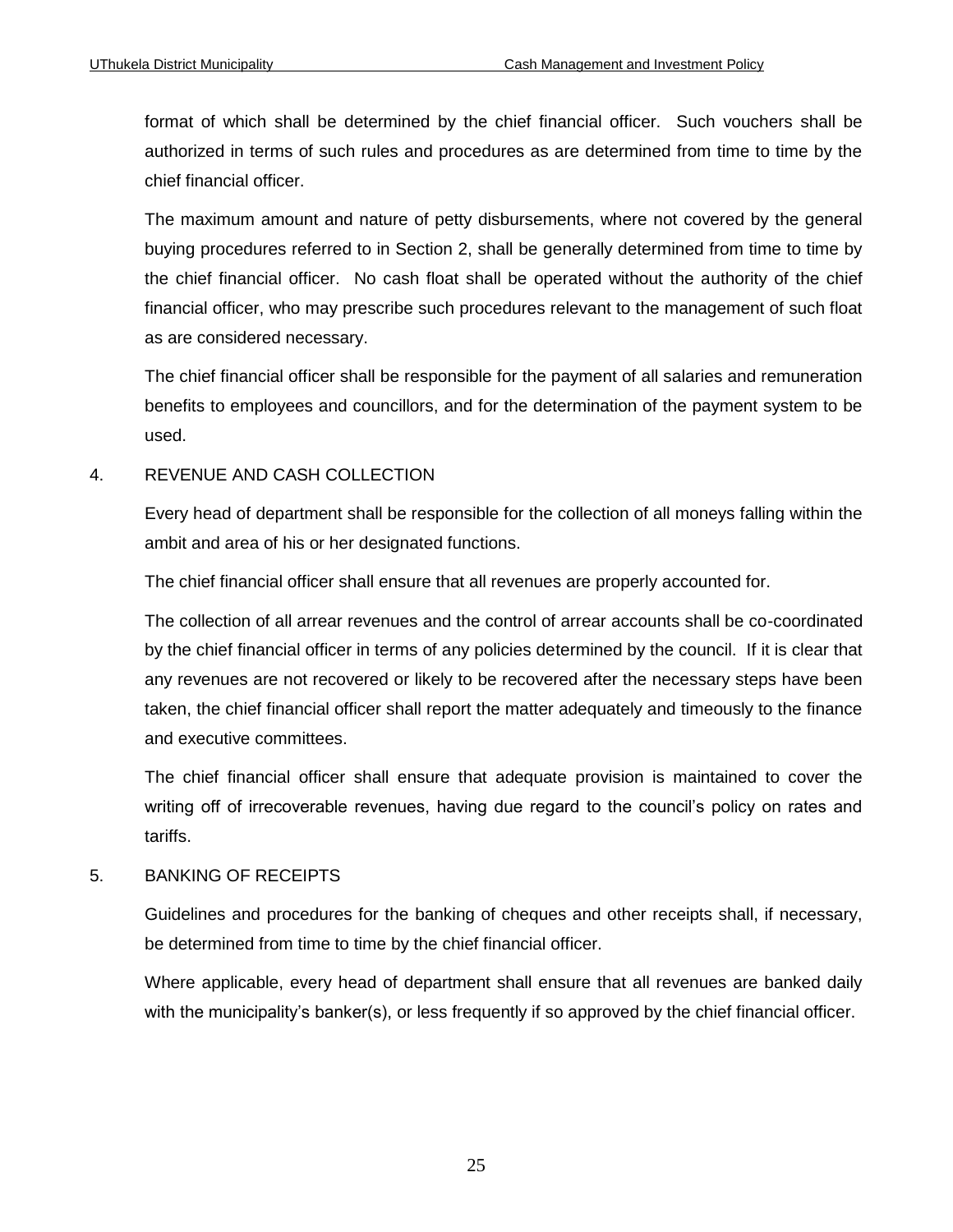format of which shall be determined by the chief financial officer. Such vouchers shall be authorized in terms of such rules and procedures as are determined from time to time by the chief financial officer.

The maximum amount and nature of petty disbursements, where not covered by the general buying procedures referred to in Section 2, shall be generally determined from time to time by the chief financial officer. No cash float shall be operated without the authority of the chief financial officer, who may prescribe such procedures relevant to the management of such float as are considered necessary.

The chief financial officer shall be responsible for the payment of all salaries and remuneration benefits to employees and councillors, and for the determination of the payment system to be used.

## 4. REVENUE AND CASH COLLECTION

Every head of department shall be responsible for the collection of all moneys falling within the ambit and area of his or her designated functions.

The chief financial officer shall ensure that all revenues are properly accounted for.

The collection of all arrear revenues and the control of arrear accounts shall be co-coordinated by the chief financial officer in terms of any policies determined by the council. If it is clear that any revenues are not recovered or likely to be recovered after the necessary steps have been taken, the chief financial officer shall report the matter adequately and timeously to the finance and executive committees.

The chief financial officer shall ensure that adequate provision is maintained to cover the writing off of irrecoverable revenues, having due regard to the council's policy on rates and tariffs.

## 5. BANKING OF RECEIPTS

Guidelines and procedures for the banking of cheques and other receipts shall, if necessary, be determined from time to time by the chief financial officer.

Where applicable, every head of department shall ensure that all revenues are banked daily with the municipality's banker(s), or less frequently if so approved by the chief financial officer.